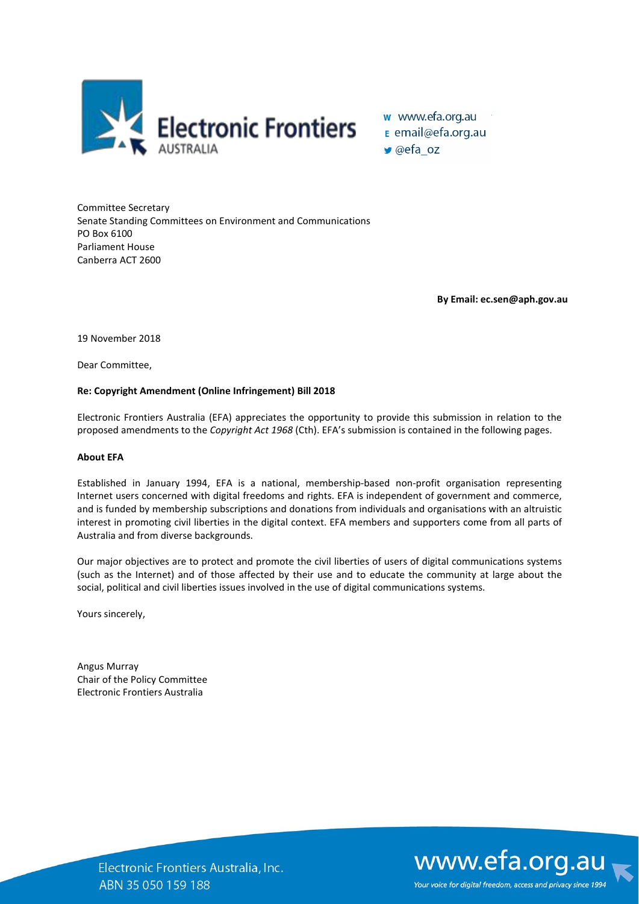w www.efa.org.au
E email@efa.org.au
@efa_oz

Committee Secretary
Senate Standing Committees on Environment and Communications
PO Box 6100
Parliament House
Canberra ACT 2600

**By Email: ec.sen@aph.gov.au**

19 November 2018

Dear Committee,

**Re: Copyright Amendment (Online Infringement) Bill 2018**

Electronic Frontiers Australia (EFA) appreciates the opportunity to provide this submission in relation to the proposed amendments to the *Copyright Act 1968* (Cth). EFA's submission is contained in the following pages.

**About EFA**

Established in January 1994, EFA is a national, membership-based non-profit organisation representing Internet users concerned with digital freedoms and rights. EFA is independent of government and commerce, and is funded by membership subscriptions and donations from individuals and organisations with an altruistic interest in promoting civil liberties in the digital context. EFA members and supporters come from all parts of Australia and from diverse backgrounds.

Our major objectives are to protect and promote the civil liberties of users of digital communications systems (such as the Internet) and of those affected by their use and to educate the community at large about the social, political and civil liberties issues involved in the use of digital communications systems.

Yours sincerely,

Angus Murray
Chair of the Policy Committee
Electronic Frontiers Australia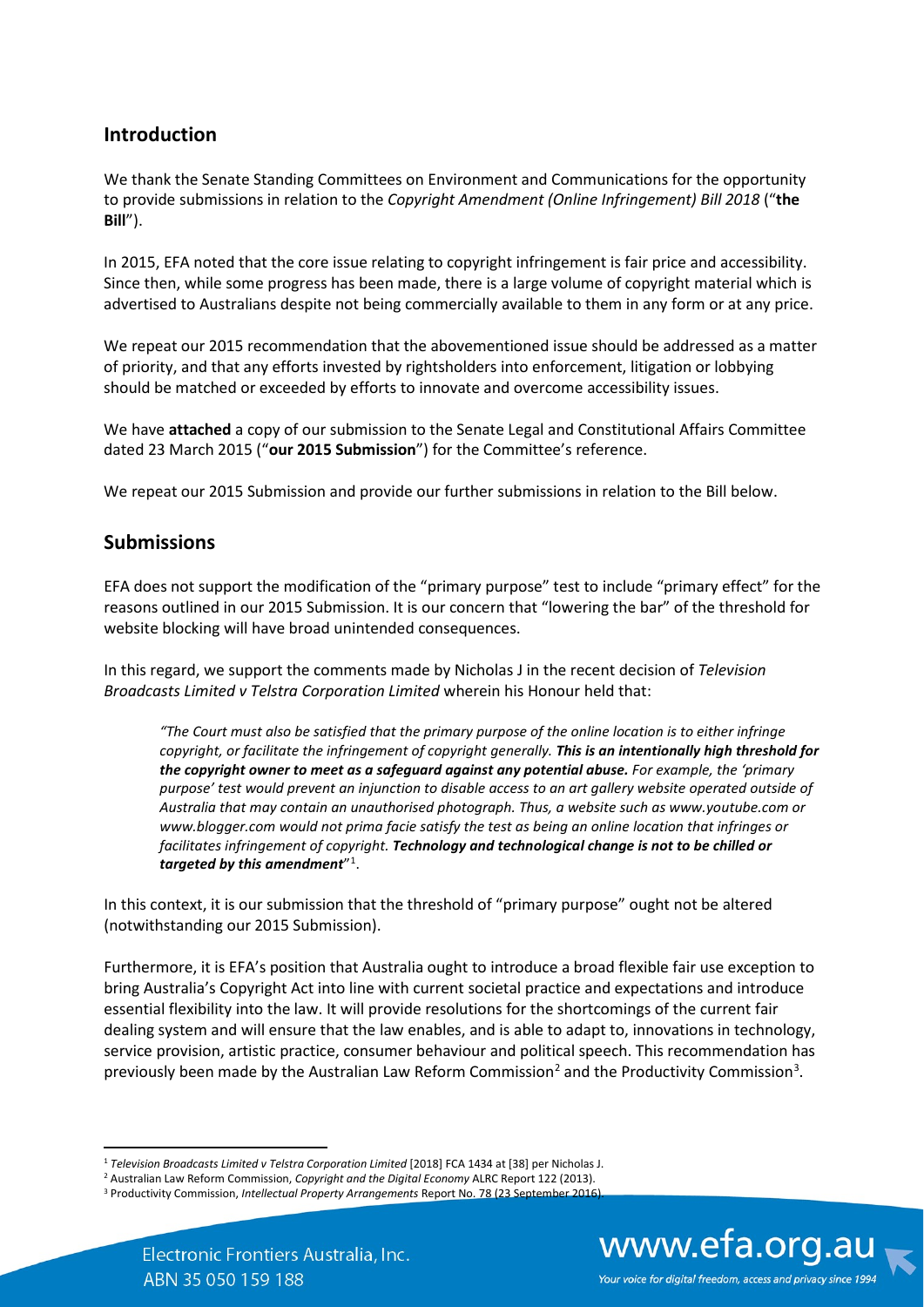## Introduction

We thank the Senate Standing Committees on Environment and Communications for the opportunity to provide submissions in relation to the *Copyright Amendment (Online Infringement) Bill 2018* ("**the Bill**").

In 2015, EFA noted that the core issue relating to copyright infringement is fair price and accessibility. Since then, while some progress has been made, there is a large volume of copyright material which is advertised to Australians despite not being commercially available to them in any form or at any price.

We repeat our 2015 recommendation that the abovementioned issue should be addressed as a matter of priority, and that any efforts invested by rightsholders into enforcement, litigation or lobbying should be matched or exceeded by efforts to innovate and overcome accessibility issues.

We have **attached** a copy of our submission to the Senate Legal and Constitutional Affairs Committee dated 23 March 2015 ("**our 2015 Submission**") for the Committee's reference.

We repeat our 2015 Submission and provide our further submissions in relation to the Bill below.

## Submissions

EFA does not support the modification of the "primary purpose" test to include "primary effect" for the reasons outlined in our 2015 Submission. It is our concern that "lowering the bar" of the threshold for website blocking will have broad unintended consequences.

In this regard, we support the comments made by Nicholas J in the recent decision of *Television Broadcasts Limited v Telstra Corporation Limited* wherein his Honour held that:

> *"The Court must also be satisfied that the primary purpose of the online location is to either infringe copyright, or facilitate the infringement of copyright generally. **This is an intentionally high threshold for the copyright owner to meet as a safeguard against any potential abuse.** For example, the 'primary purpose' test would prevent an injunction to disable access to an art gallery website operated outside of Australia that may contain an unauthorised photograph. Thus, a website such as www.youtube.com or www.blogger.com would not prima facie satisfy the test as being an online location that infringes or facilitates infringement of copyright. **Technology and technological change is not to be chilled or targeted by this amendment**"*[1].

In this context, it is our submission that the threshold of "primary purpose" ought not be altered (notwithstanding our 2015 Submission).

Furthermore, it is EFA's position that Australia ought to introduce a broad flexible fair use exception to bring Australia's Copyright Act into line with current societal practice and expectations and introduce essential flexibility into the law. It will provide resolutions for the shortcomings of the current fair dealing system and will ensure that the law enables, and is able to adapt to, innovations in technology, service provision, artistic practice, consumer behaviour and political speech. This recommendation has previously been made by the Australian Law Reform Commission[2] and the Productivity Commission[3].

---

[1] *Television Broadcasts Limited v Telstra Corporation Limited* [2018] FCA 1434 at [38] per Nicholas J.

[2] Australian Law Reform Commission, *Copyright and the Digital Economy* ALRC Report 122 (2013).

[3] Productivity Commission, *Intellectual Property Arrangements* Report No. 78 (23 September 2016).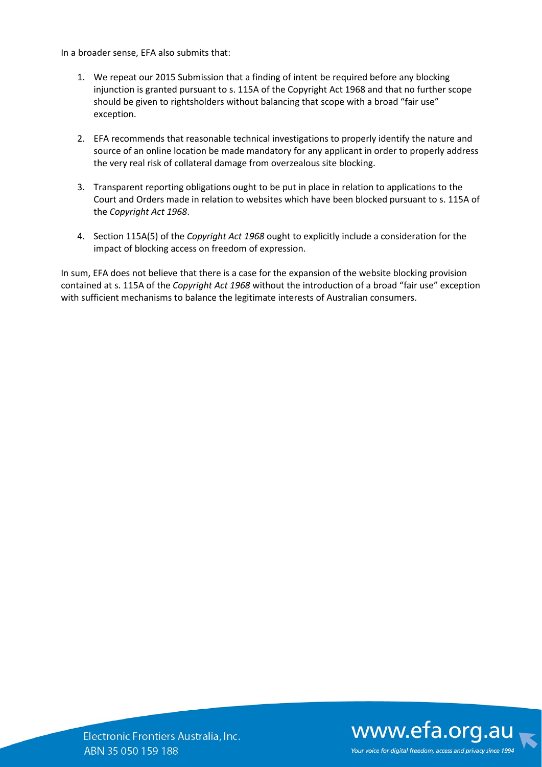In a broader sense, EFA also submits that:

1. We repeat our 2015 Submission that a finding of intent be required before any blocking injunction is granted pursuant to s. 115A of the Copyright Act 1968 and that no further scope should be given to rightsholders without balancing that scope with a broad "fair use" exception.

2. EFA recommends that reasonable technical investigations to properly identify the nature and source of an online location be made mandatory for any applicant in order to properly address the very real risk of collateral damage from overzealous site blocking.

3. Transparent reporting obligations ought to be put in place in relation to applications to the Court and Orders made in relation to websites which have been blocked pursuant to s. 115A of the *Copyright Act 1968*.

4. Section 115A(5) of the *Copyright Act 1968* ought to explicitly include a consideration for the impact of blocking access on freedom of expression.

In sum, EFA does not believe that there is a case for the expansion of the website blocking provision contained at s. 115A of the *Copyright Act 1968* without the introduction of a broad "fair use" exception with sufficient mechanisms to balance the legitimate interests of Australian consumers.